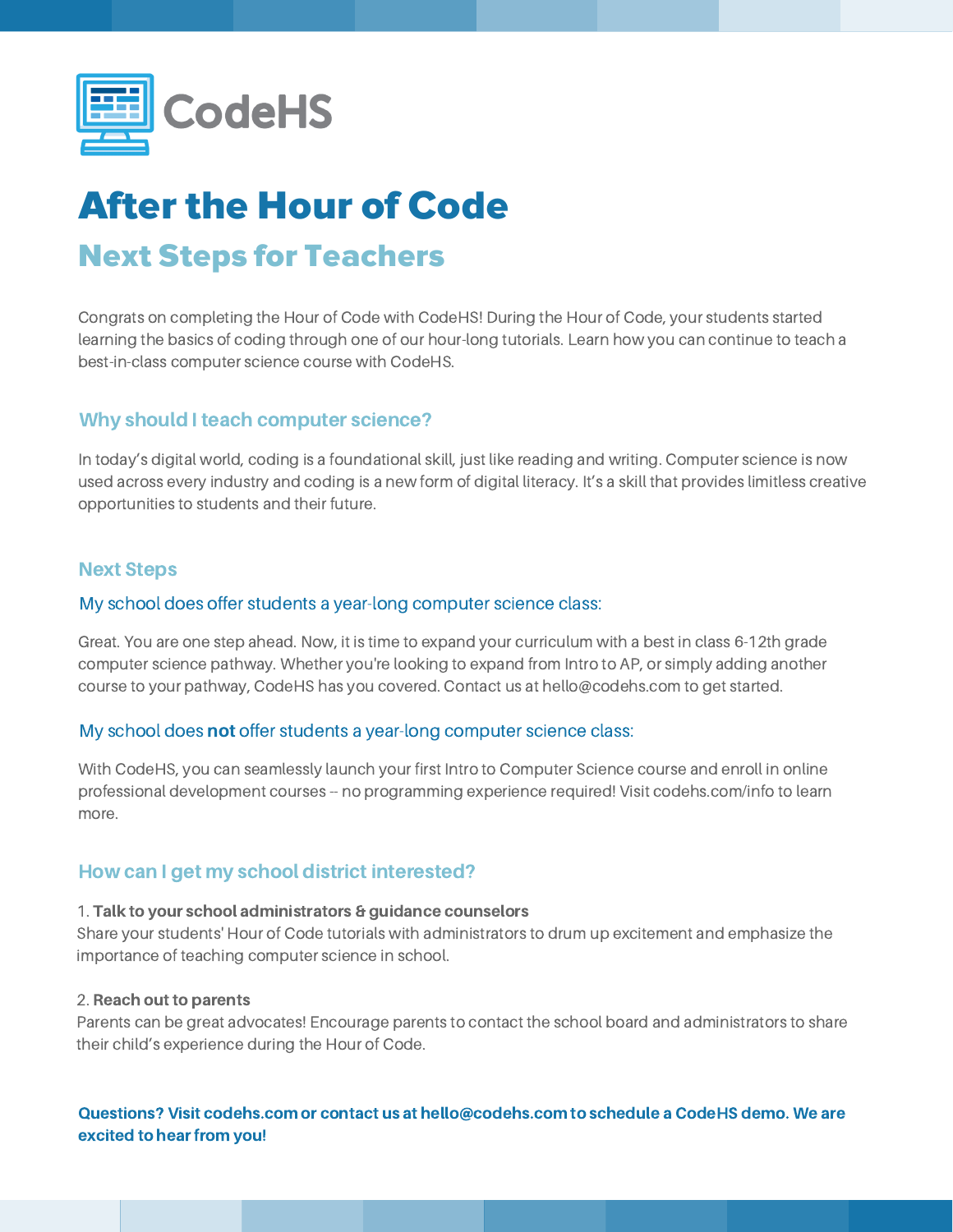CodeHS

# After the Hour of Code

## Next Steps for Teachers

Congrats on completing the Hour of Code with CodeHS! During the Hour of Code, your students started learning the basics of coding through one of our hour-long tutorials. Learn how you can continue to teach a best-in-class computer science course with CodeHS.

### Why should I teach computer science?

In today's digital world, coding is a foundational skill, just like reading and writing. Computer science is now used across every industry and coding is a new form of digital literacy. It's a skill that provides limitless creative opportunities to students and their future.

### Next Steps

#### My school does offer students a year-long computer science class:

Great. You are one step ahead. Now, it is time to expand your curriculum with a best in class 6-12th grade computer science pathway. Whether you're looking to expand from Intro to AP, or simply adding another course to your pathway, CodeHS has you covered. Contact us at hello@codehs.com to get started.

#### My school does **not** offer students a year-long computer science class:

With CodeHS, you can seamlessly launch your first Intro to Computer Science course and enroll in online professional development courses -- no programming experience required! Visit codehs.com/info to learn more.

### How can I get my school district interested?

1. **Talk to your school administrators & guidance counselors**
Share your students' Hour of Code tutorials with administrators to drum up excitement and emphasize the importance of teaching computer science in school.

2. **Reach out to parents**
Parents can be great advocates! Encourage parents to contact the school board and administrators to share their child's experience during the Hour of Code.

**Questions? Visit codehs.com or contact us at hello@codehs.com to schedule a CodeHS demo. We are excited to hear from you!**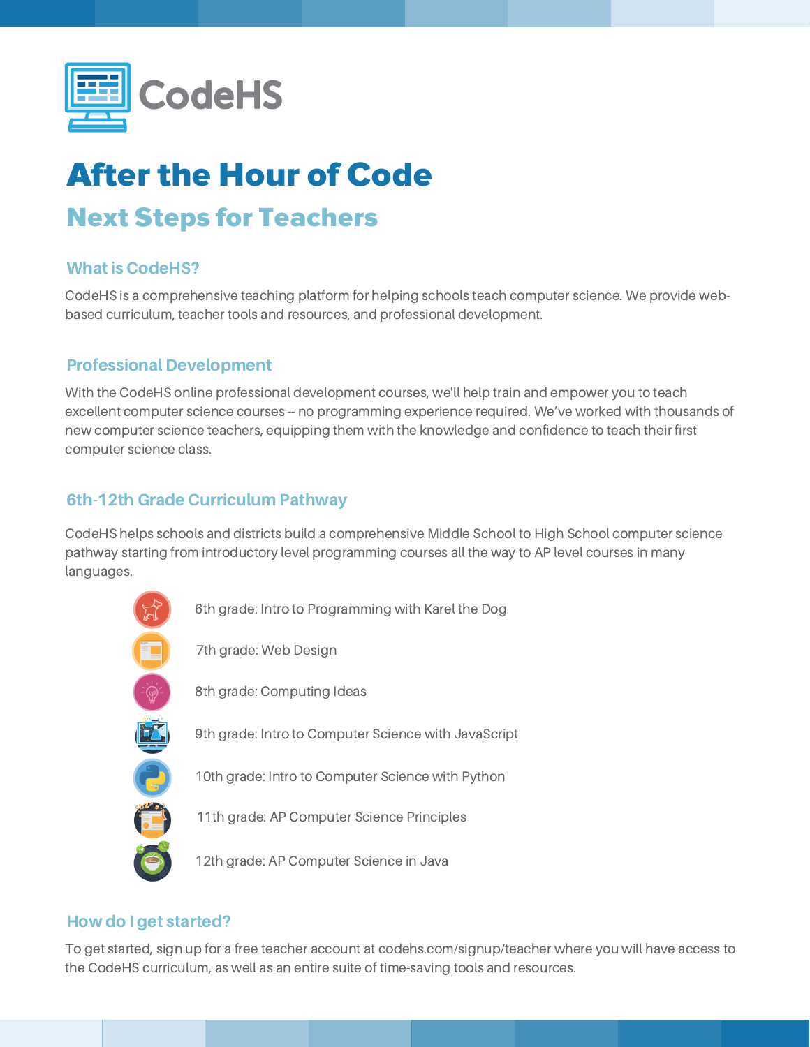# After the Hour of Code

## Next Steps for Teachers

### What is CodeHS?

CodeHS is a comprehensive teaching platform for helping schools teach computer science. We provide web-based curriculum, teacher tools and resources, and professional development.

### Professional Development

With the CodeHS online professional development courses, we'll help train and empower you to teach excellent computer science courses -- no programming experience required. We've worked with thousands of new computer science teachers, equipping them with the knowledge and confidence to teach their first computer science class.

### 6th-12th Grade Curriculum Pathway

CodeHS helps schools and districts build a comprehensive Middle School to High School computer science pathway starting from introductory level programming courses all the way to AP level courses in many languages.

- 6th grade: Intro to Programming with Karel the Dog
- 7th grade: Web Design
- 8th grade: Computing Ideas
- 9th grade: Intro to Computer Science with JavaScript
- 10th grade: Intro to Computer Science with Python
- 11th grade: AP Computer Science Principles
- 12th grade: AP Computer Science in Java

### How do I get started?

To get started, sign up for a free teacher account at codehs.com/signup/teacher where you will have access to the CodeHS curriculum, as well as an entire suite of time-saving tools and resources.